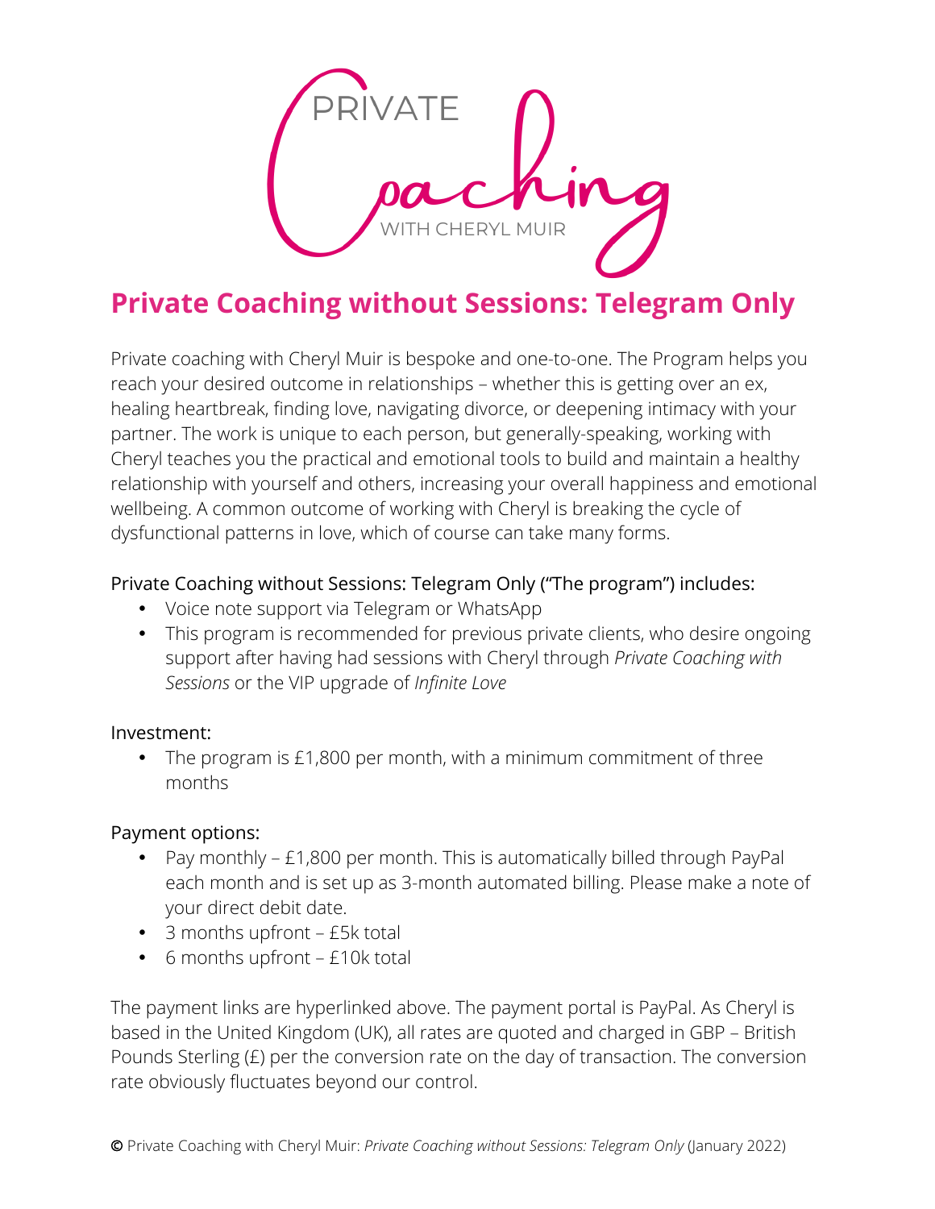PRIVATE Coaching WITH CHERYL MUIR

# Private Coaching without Sessions: Telegram Only

Private coaching with Cheryl Muir is bespoke and one-to-one. The Program helps you reach your desired outcome in relationships – whether this is getting over an ex, healing heartbreak, finding love, navigating divorce, or deepening intimacy with your partner. The work is unique to each person, but generally-speaking, working with Cheryl teaches you the practical and emotional tools to build and maintain a healthy relationship with yourself and others, increasing your overall happiness and emotional wellbeing. A common outcome of working with Cheryl is breaking the cycle of dysfunctional patterns in love, which of course can take many forms.

Private Coaching without Sessions: Telegram Only ("The program") includes:

- Voice note support via Telegram or WhatsApp
- This program is recommended for previous private clients, who desire ongoing support after having had sessions with Cheryl through *Private Coaching with Sessions* or the VIP upgrade of *Infinite Love*

Investment:

- The program is £1,800 per month, with a minimum commitment of three months

Payment options:

- Pay monthly – £1,800 per month. This is automatically billed through PayPal each month and is set up as 3-month automated billing. Please make a note of your direct debit date.
- 3 months upfront – £5k total
- 6 months upfront – £10k total

The payment links are hyperlinked above. The payment portal is PayPal. As Cheryl is based in the United Kingdom (UK), all rates are quoted and charged in GBP – British Pounds Sterling (£) per the conversion rate on the day of transaction. The conversion rate obviously fluctuates beyond our control.

© Private Coaching with Cheryl Muir: *Private Coaching without Sessions: Telegram Only* (January 2022)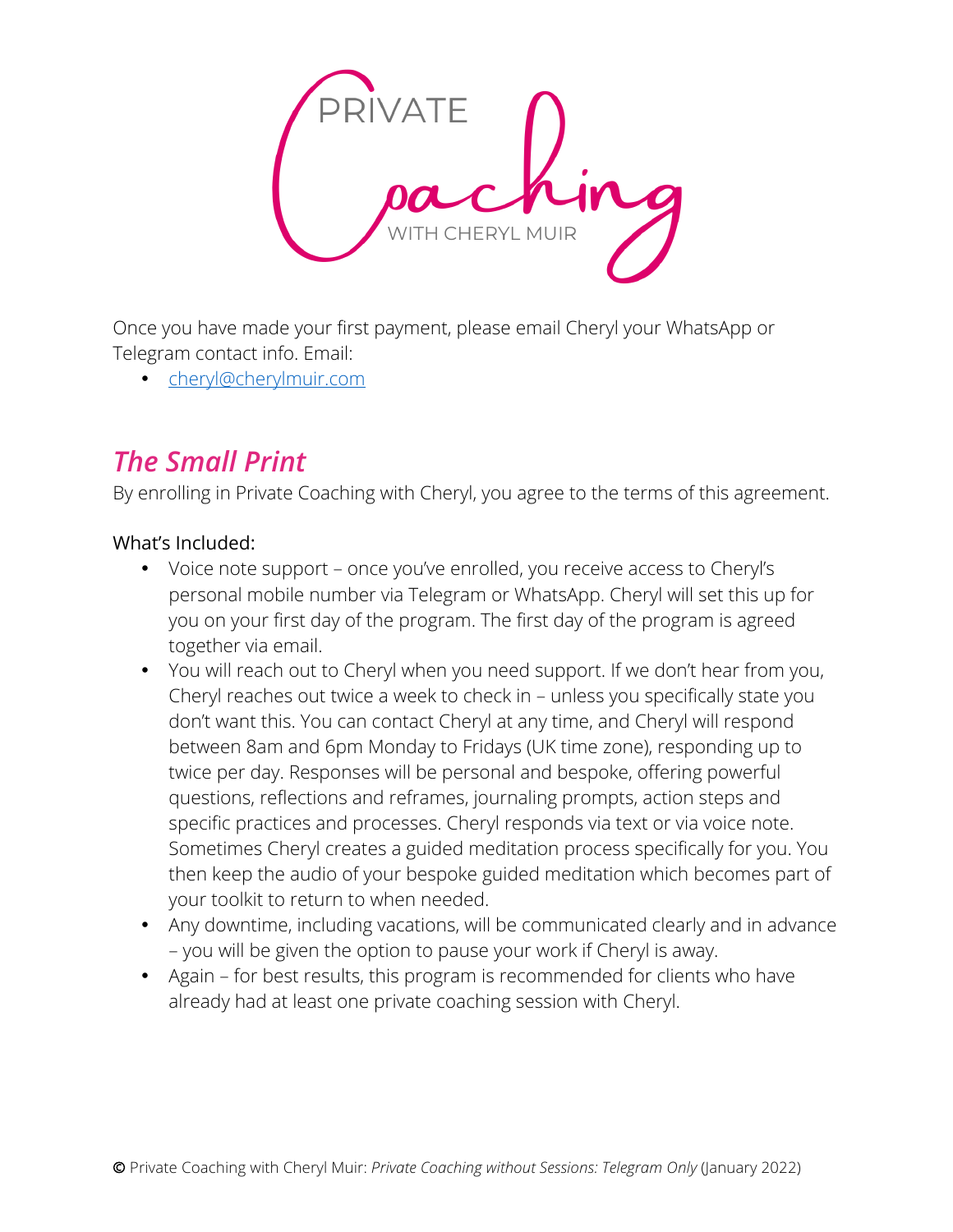PRIVATE Coaching WITH CHERYL MUIR

Once you have made your first payment, please email Cheryl your WhatsApp or Telegram contact info. Email:

- [cheryl@cherylmuir.com](mailto:cheryl@cherylmuir.com)

## *The Small Print*

By enrolling in Private Coaching with Cheryl, you agree to the terms of this agreement.

What's Included:

- Voice note support – once you've enrolled, you receive access to Cheryl's personal mobile number via Telegram or WhatsApp. Cheryl will set this up for you on your first day of the program. The first day of the program is agreed together via email.
- You will reach out to Cheryl when you need support. If we don't hear from you, Cheryl reaches out twice a week to check in – unless you specifically state you don't want this. You can contact Cheryl at any time, and Cheryl will respond between 8am and 6pm Monday to Fridays (UK time zone), responding up to twice per day. Responses will be personal and bespoke, offering powerful questions, reflections and reframes, journaling prompts, action steps and specific practices and processes. Cheryl responds via text or via voice note. Sometimes Cheryl creates a guided meditation process specifically for you. You then keep the audio of your bespoke guided meditation which becomes part of your toolkit to return to when needed.
- Any downtime, including vacations, will be communicated clearly and in advance – you will be given the option to pause your work if Cheryl is away.
- Again – for best results, this program is recommended for clients who have already had at least one private coaching session with Cheryl.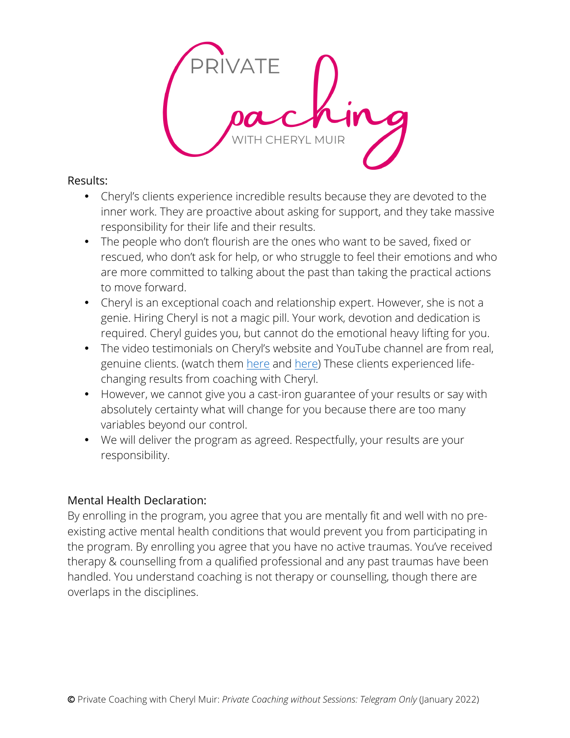Results:

- Cheryl's clients experience incredible results because they are devoted to the inner work. They are proactive about asking for support, and they take massive responsibility for their life and their results.
- The people who don't flourish are the ones who want to be saved, fixed or rescued, who don't ask for help, or who struggle to feel their emotions and who are more committed to talking about the past than taking the practical actions to move forward.
- Cheryl is an exceptional coach and relationship expert. However, she is not a genie. Hiring Cheryl is not a magic pill. Your work, devotion and dedication is required. Cheryl guides you, but cannot do the emotional heavy lifting for you.
- The video testimonials on Cheryl's website and YouTube channel are from real, genuine clients. (watch them here and here) These clients experienced life-changing results from coaching with Cheryl.
- However, we cannot give you a cast-iron guarantee of your results or say with absolutely certainty what will change for you because there are too many variables beyond our control.
- We will deliver the program as agreed. Respectfully, your results are your responsibility.

Mental Health Declaration:

By enrolling in the program, you agree that you are mentally fit and well with no pre-existing active mental health conditions that would prevent you from participating in the program. By enrolling you agree that you have no active traumas. You've received therapy & counselling from a qualified professional and any past traumas have been handled. You understand coaching is not therapy or counselling, though there are overlaps in the disciplines.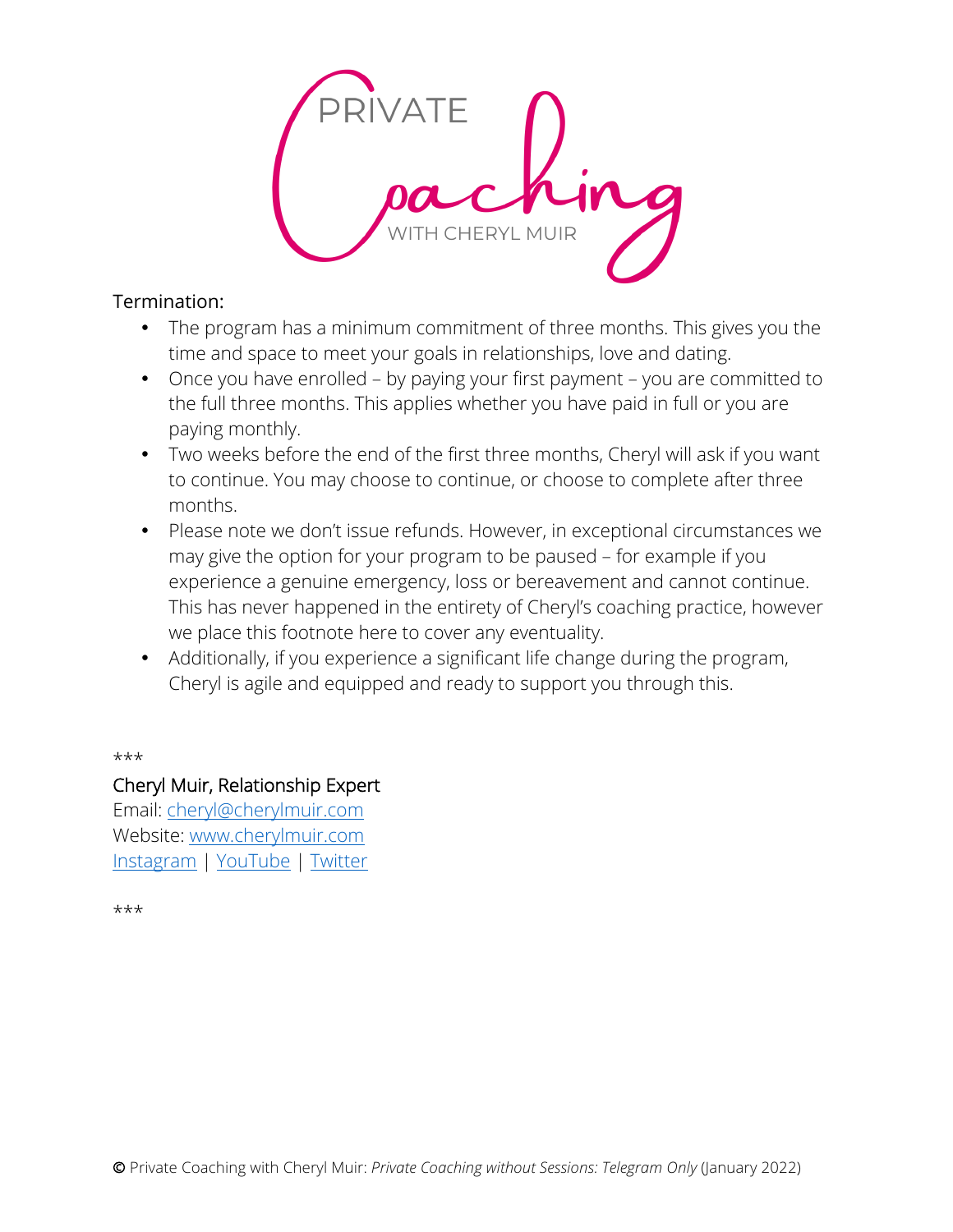PRIVATE Coaching WITH CHERYL MUIR

Termination:

- The program has a minimum commitment of three months. This gives you the time and space to meet your goals in relationships, love and dating.
- Once you have enrolled – by paying your first payment – you are committed to the full three months. This applies whether you have paid in full or you are paying monthly.
- Two weeks before the end of the first three months, Cheryl will ask if you want to continue. You may choose to continue, or choose to complete after three months.
- Please note we don't issue refunds. However, in exceptional circumstances we may give the option for your program to be paused – for example if you experience a genuine emergency, loss or bereavement and cannot continue. This has never happened in the entirety of Cheryl's coaching practice, however we place this footnote here to cover any eventuality.
- Additionally, if you experience a significant life change during the program, Cheryl is agile and equipped and ready to support you through this.

***

Cheryl Muir, Relationship Expert
Email: cheryl@cherylmuir.com
Website: www.cherylmuir.com
Instagram | YouTube | Twitter

***

© Private Coaching with Cheryl Muir: *Private Coaching without Sessions: Telegram Only* (January 2022)